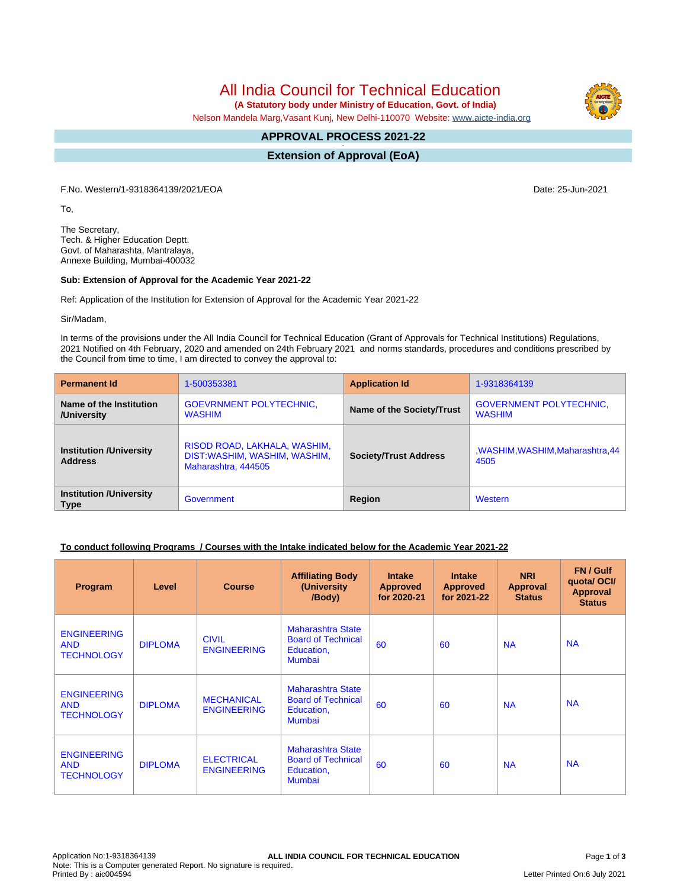# All India Council for Technical Education

**(A Statutory body under Ministry of Education, Govt. of India)**

Nelson Mandela Marg,Vasant Kunj, New Delhi-110070 Website: www.aicte-india.org

## APPROVAL PROCESS 2021-22

## Extension of Approval (EoA)

F.No. Western/1-9318364139/2021/EOA

Date: 25-Jun-2021

To,

The Secretary,
Tech. & Higher Education Deptt.
Govt. of Maharashta, Mantralaya,
Annexe Building, Mumbai-400032

**Sub: Extension of Approval for the Academic Year 2021-22**

Ref: Application of the Institution for Extension of Approval for the Academic Year 2021-22

Sir/Madam,

In terms of the provisions under the All India Council for Technical Education (Grant of Approvals for Technical Institutions) Regulations, 2021 Notified on 4th February, 2020 and amended on 24th February 2021 and norms standards, procedures and conditions prescribed by the Council from time to time, I am directed to convey the approval to:

| **Permanent Id** | 1-500353381 | **Application Id** | 1-9318364139 |
|---|---|---|---|
| **Name of the Institution /University** | GOEVRNMENT POLYTECHNIC, WASHIM | **Name of the Society/Trust** | GOVERNMENT POLYTECHNIC, WASHIM |
| **Institution /University Address** | RISOD ROAD, LAKHALA, WASHIM, DIST:WASHIM, WASHIM, WASHIM, Maharashtra, 444505 | **Society/Trust Address** | ,WASHIM,WASHIM,Maharashtra,444505 |
| **Institution /University Type** | Government | **Region** | Western |

**To conduct following Programs / Courses with the Intake indicated below for the Academic Year 2021-22**

| Program | Level | Course | Affiliating Body (University /Body) | Intake Approved for 2020-21 | Intake Approved for 2021-22 | NRI Approval Status | FN / Gulf quota/ OCI/ Approval Status |
|---|---|---|---|---|---|---|---|
| ENGINEERING AND TECHNOLOGY | DIPLOMA | CIVIL ENGINEERING | Maharashtra State Board of Technical Education, Mumbai | 60 | 60 | NA | NA |
| ENGINEERING AND TECHNOLOGY | DIPLOMA | MECHANICAL ENGINEERING | Maharashtra State Board of Technical Education, Mumbai | 60 | 60 | NA | NA |
| ENGINEERING AND TECHNOLOGY | DIPLOMA | ELECTRICAL ENGINEERING | Maharashtra State Board of Technical Education, Mumbai | 60 | 60 | NA | NA |

Application No:1-9318364139
Note: This is a Computer generated Report. No signature is required.
Printed By : aic004594

Letter Printed On:6 July 2021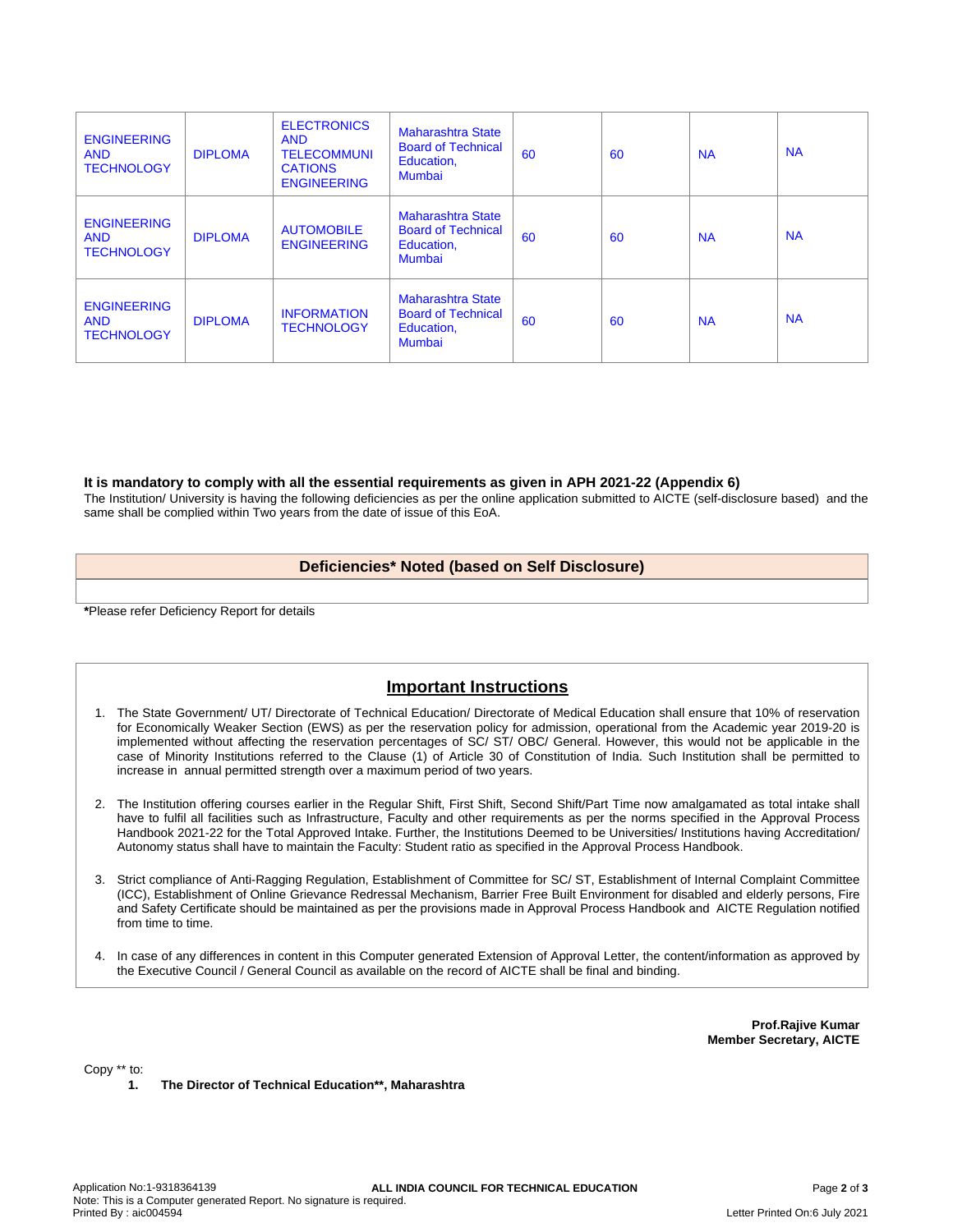| ENGINEERING AND TECHNOLOGY | DIPLOMA | ELECTRONICS AND TELECOMMUNICATIONS ENGINEERING | Maharashtra State Board of Technical Education, Mumbai | 60 | 60 | NA | NA |
|---|---|---|---|---|---|---|---|
| ENGINEERING AND TECHNOLOGY | DIPLOMA | AUTOMOBILE ENGINEERING | Maharashtra State Board of Technical Education, Mumbai | 60 | 60 | NA | NA |
| ENGINEERING AND TECHNOLOGY | DIPLOMA | INFORMATION TECHNOLOGY | Maharashtra State Board of Technical Education, Mumbai | 60 | 60 | NA | NA |

**It is mandatory to comply with all the essential requirements as given in APH 2021-22 (Appendix 6)**

The Institution/ University is having the following deficiencies as per the online application submitted to AICTE (self-disclosure based) and the same shall be complied within Two years from the date of issue of this EoA.

| Deficiencies* Noted (based on Self Disclosure) |
|---|
| |

***Please refer Deficiency Report for details**

## Important Instructions

1. The State Government/ UT/ Directorate of Technical Education/ Directorate of Medical Education shall ensure that 10% of reservation for Economically Weaker Section (EWS) as per the reservation policy for admission, operational from the Academic year 2019-20 is implemented without affecting the reservation percentages of SC/ ST/ OBC/ General. However, this would not be applicable in the case of Minority Institutions referred to the Clause (1) of Article 30 of Constitution of India. Such Institution shall be permitted to increase in annual permitted strength over a maximum period of two years.

2. The Institution offering courses earlier in the Regular Shift, First Shift, Second Shift/Part Time now amalgamated as total intake shall have to fulfil all facilities such as Infrastructure, Faculty and other requirements as per the norms specified in the Approval Process Handbook 2021-22 for the Total Approved Intake. Further, the Institutions Deemed to be Universities/ Institutions having Accreditation/ Autonomy status shall have to maintain the Faculty: Student ratio as specified in the Approval Process Handbook.

3. Strict compliance of Anti-Ragging Regulation, Establishment of Committee for SC/ ST, Establishment of Internal Complaint Committee (ICC), Establishment of Online Grievance Redressal Mechanism, Barrier Free Built Environment for disabled and elderly persons, Fire and Safety Certificate should be maintained as per the provisions made in Approval Process Handbook and AICTE Regulation notified from time to time.

4. In case of any differences in content in this Computer generated Extension of Approval Letter, the content/information as approved by the Executive Council / General Council as available on the record of AICTE shall be final and binding.

**Prof.Rajive Kumar**
**Member Secretary, AICTE**

Copy ** to:

1. **The Director of Technical Education**, Maharashtra**

Application No:1-9318364139
Note: This is a Computer generated Report. No signature is required.
Printed By : aic004594
Letter Printed On:6 July 2021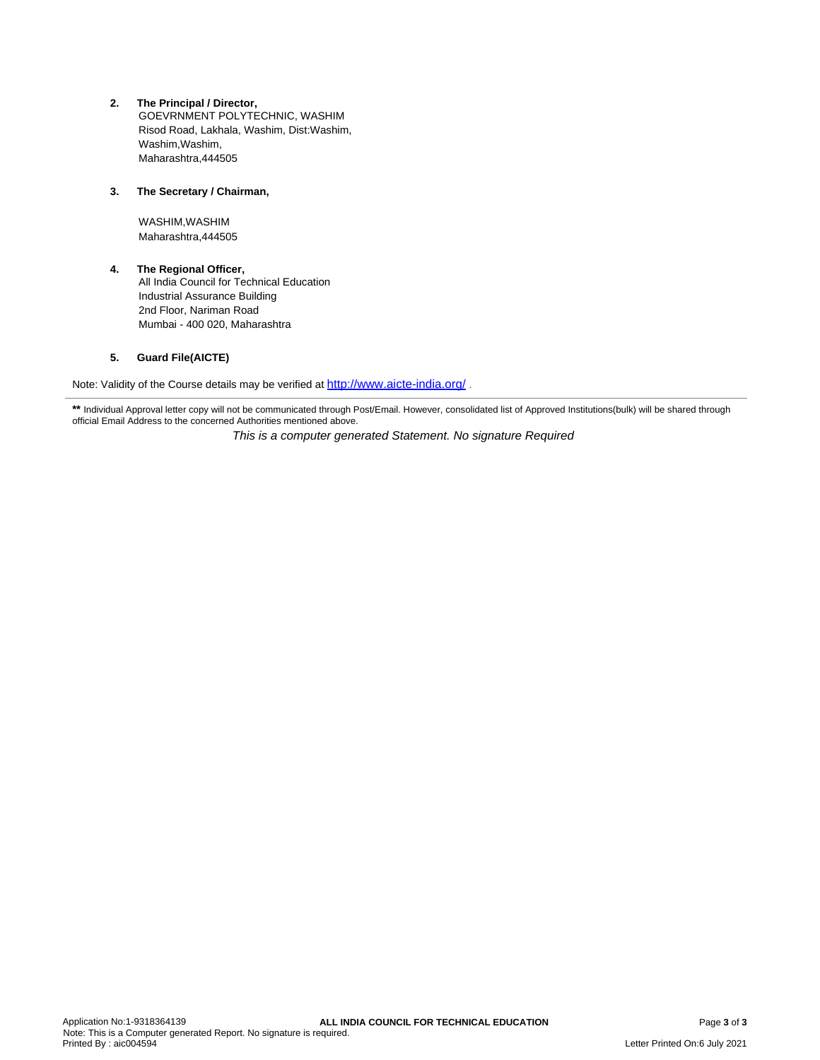2. **The Principal / Director,**
   GOEVRNMENT POLYTECHNIC, WASHIM
   Risod Road, Lakhala, Washim, Dist:Washim,
   Washim,Washim,
   Maharashtra,444505

3. **The Secretary / Chairman,**

   WASHIM,WASHIM
   Maharashtra,444505

4. **The Regional Officer,**
   All India Council for Technical Education
   Industrial Assurance Building
   2nd Floor, Nariman Road
   Mumbai - 400 020, Maharashtra

5. **Guard File(AICTE)**

Note: Validity of the Course details may be verified at http://www.aicte-india.org/ .

---

**\*\*** Individual Approval letter copy will not be communicated through Post/Email. However, consolidated list of Approved Institutions(bulk) will be shared through official Email Address to the concerned Authorities mentioned above.

*This is a computer generated Statement. No signature Required*

Application No:1-9318364139
Note: This is a Computer generated Report. No signature is required.
Printed By : aic004594

**ALL INDIA COUNCIL FOR TECHNICAL EDUCATION**

Letter Printed On:6 July 2021